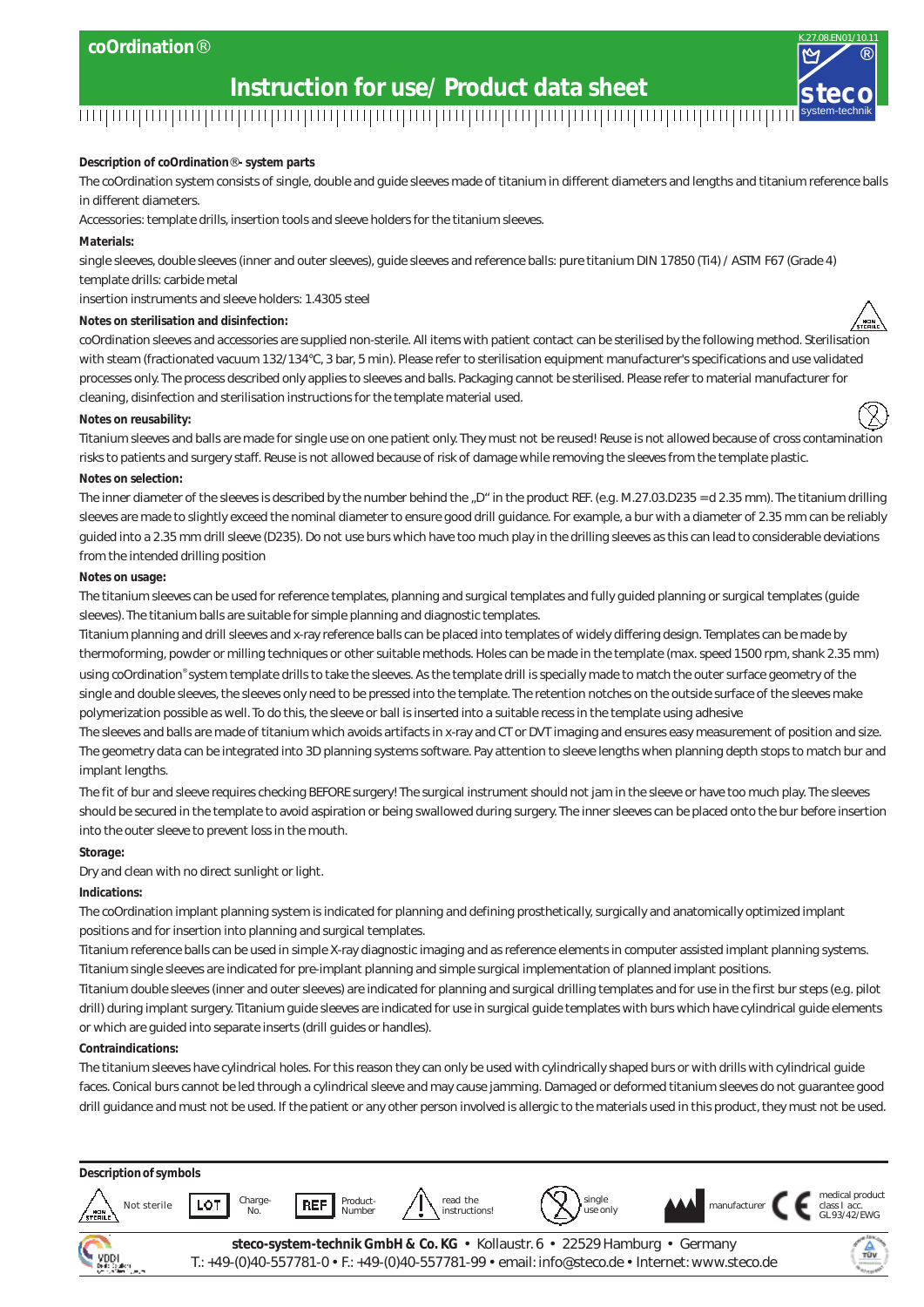# coOrdination®

## Instruction for use/ Product data sheet

K.27.08.EN01/10.11

steco system-technik

**Description of coOrdination®- system parts**

The coOrdination system consists of single, double and guide sleeves made of titanium in different diameters and lengths and titanium reference balls in different diameters.

Accessories: template drills, insertion tools and sleeve holders for the titanium sleeves.

**Materials:**

single sleeves, double sleeves (inner and outer sleeves), guide sleeves and reference balls: pure titanium DIN 17850 (Ti4) / ASTM F67 (Grade 4)

template drills: carbide metal

insertion instruments and sleeve holders: 1.4305 steel

**Notes on sterilisation and disinfection:**

coOrdination sleeves and accessories are supplied non-sterile. All items with patient contact can be sterilised by the following method. Sterilisation with steam (fractionated vacuum 132/134°C, 3 bar, 5 min). Please refer to sterilisation equipment manufacturer's specifications and use validated processes only. The process described only applies to sleeves and balls. Packaging cannot be sterilised. Please refer to material manufacturer for cleaning, disinfection and sterilisation instructions for the template material used.

**Notes on reusability:**

Titanium sleeves and balls are made for single use on one patient only. They must not be reused! Reuse is not allowed because of cross contamination risks to patients and surgery staff. Reuse is not allowed because of risk of damage while removing the sleeves from the template plastic.

**Notes on selection:**

The inner diameter of the sleeves is described by the number behind the „D" in the product REF. (e.g. M.27.03.D235 = d 2.35 mm). The titanium drilling sleeves are made to slightly exceed the nominal diameter to ensure good drill guidance. For example, a bur with a diameter of 2.35 mm can be reliably guided into a 2.35 mm drill sleeve (D235). Do not use burs which have too much play in the drilling sleeves as this can lead to considerable deviations from the intended drilling position

**Notes on usage:**

The titanium sleeves can be used for reference templates, planning and surgical templates and fully guided planning or surgical templates (guide sleeves). The titanium balls are suitable for simple planning and diagnostic templates.

Titanium planning and drill sleeves and x-ray reference balls can be placed into templates of widely differing design. Templates can be made by thermoforming, powder or milling techniques or other suitable methods. Holes can be made in the template (max. speed 1500 rpm, shank 2.35 mm) using coOrdination® system template drills to take the sleeves. As the template drill is specially made to match the outer surface geometry of the single and double sleeves, the sleeves only need to be pressed into the template. The retention notches on the outside surface of the sleeves make polymerization possible as well. To do this, the sleeve or ball is inserted into a suitable recess in the template using adhesive

The sleeves and balls are made of titanium which avoids artifacts in x-ray and CT or DVT imaging and ensures easy measurement of position and size. The geometry data can be integrated into 3D planning systems software. Pay attention to sleeve lengths when planning depth stops to match bur and implant lengths.

The fit of bur and sleeve requires checking BEFORE surgery! The surgical instrument should not jam in the sleeve or have too much play. The sleeves should be secured in the template to avoid aspiration or being swallowed during surgery. The inner sleeves can be placed onto the bur before insertion into the outer sleeve to prevent loss in the mouth.

**Storage:**

Dry and clean with no direct sunlight or light.

**Indications:**

The coOrdination implant planning system is indicated for planning and defining prosthetically, surgically and anatomically optimized implant positions and for insertion into planning and surgical templates.

Titanium reference balls can be used in simple X-ray diagnostic imaging and as reference elements in computer assisted implant planning systems.

Titanium single sleeves are indicated for pre-implant planning and simple surgical implementation of planned implant positions.

Titanium double sleeves (inner and outer sleeves) are indicated for planning and surgical drilling templates and for use in the first bur steps (e.g. pilot drill) during implant surgery. Titanium guide sleeves are indicated for use in surgical guide templates with burs which have cylindrical guide elements or which are guided into separate inserts (drill guides or handles).

**Contraindications:**

The titanium sleeves have cylindrical holes. For this reason they can only be used with cylindrically shaped burs or with drills with cylindrical guide faces. Conical burs cannot be led through a cylindrical sleeve and may cause jamming. Damaged or deformed titanium sleeves do not guarantee good drill guidance and must not be used. If the patient or any other person involved is allergic to the materials used in this product, they must not be used.

**Description of symbols**

| Symbol | Meaning |
|---|---|
| NON STERILE | Not sterile |
| LOT | Charge-No. |
| REF | Product-Number |
| ⚠ | read the instructions! |
| (2) | single use only |
| Manufacturer symbol | manufacturer |
| CE | medical product class I acc. GL93/42/EWG |

**steco-system-technik GmbH & Co. KG** • Kollaustr. 6 • 22529 Hamburg • Germany

T.: +49-(0)40-557781-0 • F.: +49-(0)40-557781-99 • email: info@steco.de • Internet: www.steco.de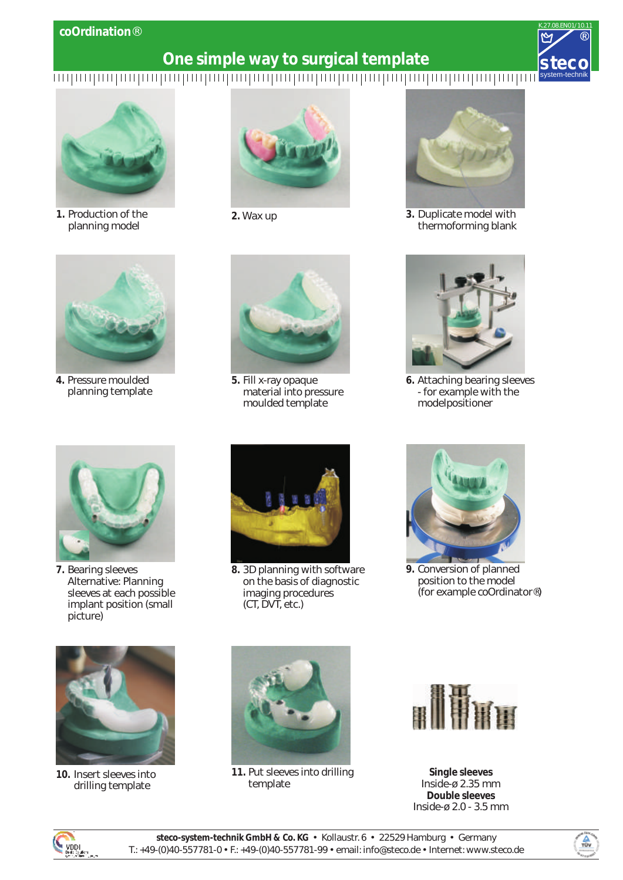coOrdination®

# One simple way to surgical template

**1.** Production of the planning model

**2.** Wax up

**3.** Duplicate model with thermoforming blank

**4.** Pressure moulded planning template

**5.** Fill x-ray opaque material into pressure moulded template

**6.** Attaching bearing sleeves - for example with the modelpositioner

**7.** Bearing sleeves Alternative: Planning sleeves at each possible implant position (small picture)

**8.** 3D planning with software on the basis of diagnostic imaging procedures (CT, DVT, etc.)

**9.** Conversion of planned position to the model (for example coOrdinator®)

**10.** Insert sleeves into drilling template

**11.** Put sleeves into drilling template

**Single sleeves**
Inside-ø 2.35 mm
**Double sleeves**
Inside-ø 2.0 - 3.5 mm

**steco-system-technik GmbH & Co. KG** • Kollaustr. 6 • 22529 Hamburg • Germany
T.: +49-(0)40-557781-0 • F.: +49-(0)40-557781-99 • email: info@steco.de • Internet: www.steco.de